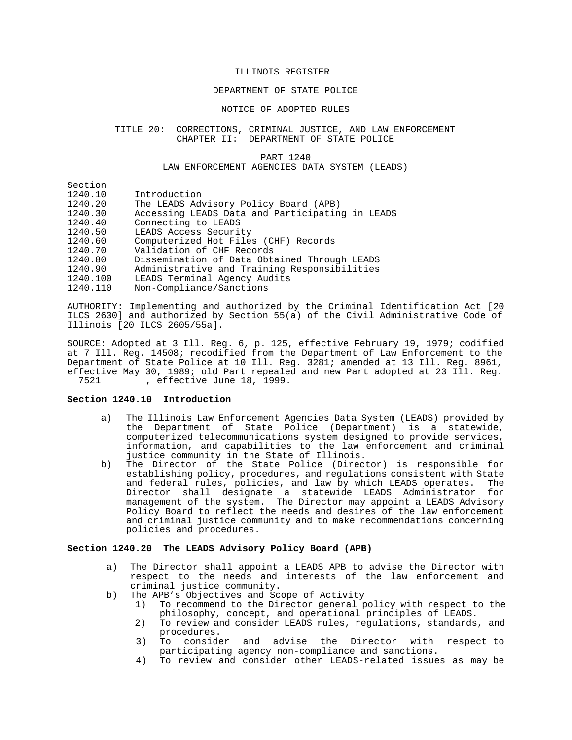ILLINOIS REGISTER

DEPARTMENT OF STATE POLICE

NOTICE OF ADOPTED RULES

TITLE 20: CORRECTIONS, CRIMINAL JUSTICE, AND LAW ENFORCEMENT
CHAPTER II: DEPARTMENT OF STATE POLICE

PART 1240
LAW ENFORCEMENT AGENCIES DATA SYSTEM (LEADS)

| Section | |
|---|---|
| 1240.10 | Introduction |
| 1240.20 | The LEADS Advisory Policy Board (APB) |
| 1240.30 | Accessing LEADS Data and Participating in LEADS |
| 1240.40 | Connecting to LEADS |
| 1240.50 | LEADS Access Security |
| 1240.60 | Computerized Hot Files (CHF) Records |
| 1240.70 | Validation of CHF Records |
| 1240.80 | Dissemination of Data Obtained Through LEADS |
| 1240.90 | Administrative and Training Responsibilities |
| 1240.100 | LEADS Terminal Agency Audits |
| 1240.110 | Non-Compliance/Sanctions |

AUTHORITY: Implementing and authorized by the Criminal Identification Act [20 ILCS 2630] and authorized by Section 55(a) of the Civil Administrative Code of Illinois [20 ILCS 2605/55a].

SOURCE: Adopted at 3 Ill. Reg. 6, p. 125, effective February 19, 1979; codified at 7 Ill. Reg. 14508; recodified from the Department of Law Enforcement to the Department of State Police at 10 Ill. Reg. 3281; amended at 13 Ill. Reg. 8961, effective May 30, 1989; old Part repealed and new Part adopted at 23 Ill. Reg. 7521, effective June 18, 1999.

**Section 1240.10 Introduction**

a) The Illinois Law Enforcement Agencies Data System (LEADS) provided by the Department of State Police (Department) is a statewide, computerized telecommunications system designed to provide services, information, and capabilities to the law enforcement and criminal justice community in the State of Illinois.

b) The Director of the State Police (Director) is responsible for establishing policy, procedures, and regulations consistent with State and federal rules, policies, and law by which LEADS operates. The Director shall designate a statewide LEADS Administrator for management of the system. The Director may appoint a LEADS Advisory Policy Board to reflect the needs and desires of the law enforcement and criminal justice community and to make recommendations concerning policies and procedures.

**Section 1240.20 The LEADS Advisory Policy Board (APB)**

a) The Director shall appoint a LEADS APB to advise the Director with respect to the needs and interests of the law enforcement and criminal justice community.

b) The APB's Objectives and Scope of Activity

1) To recommend to the Director general policy with respect to the philosophy, concept, and operational principles of LEADS.

2) To review and consider LEADS rules, regulations, standards, and procedures.

3) To consider and advise the Director with respect to participating agency non-compliance and sanctions.

4) To review and consider other LEADS-related issues as may be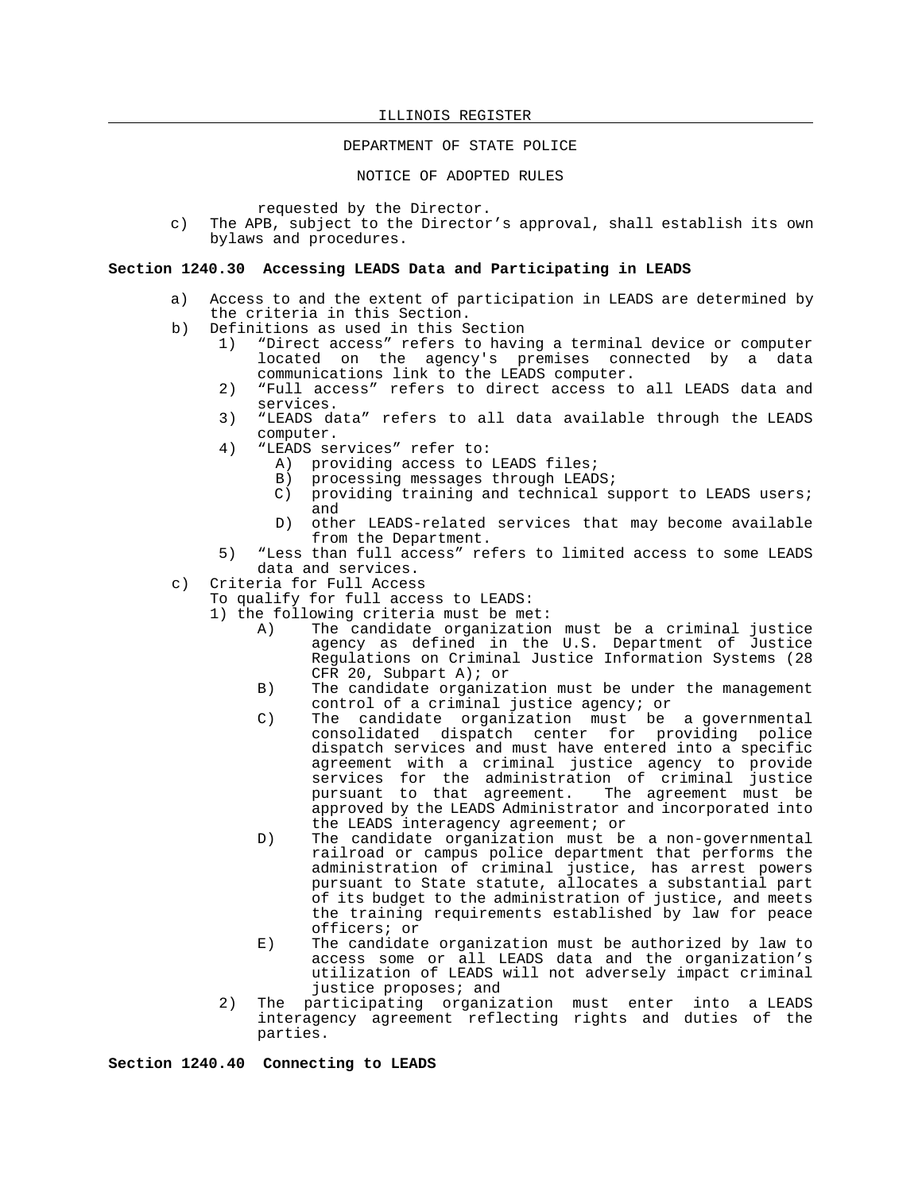requested by the Director.

c) The APB, subject to the Director's approval, shall establish its own bylaws and procedures.

**Section 1240.30 Accessing LEADS Data and Participating in LEADS**

a) Access to and the extent of participation in LEADS are determined by the criteria in this Section.

b) Definitions as used in this Section

1) "Direct access" refers to having a terminal device or computer located on the agency's premises connected by a data communications link to the LEADS computer.

2) "Full access" refers to direct access to all LEADS data and services.

3) "LEADS data" refers to all data available through the LEADS computer.

4) "LEADS services" refer to:

A) providing access to LEADS files;

B) processing messages through LEADS;

C) providing training and technical support to LEADS users; and

D) other LEADS-related services that may become available from the Department.

5) "Less than full access" refers to limited access to some LEADS data and services.

c) Criteria for Full Access

To qualify for full access to LEADS:

1) the following criteria must be met:

A) The candidate organization must be a criminal justice agency as defined in the U.S. Department of Justice Regulations on Criminal Justice Information Systems (28 CFR 20, Subpart A); or

B) The candidate organization must be under the management control of a criminal justice agency; or

C) The candidate organization must be a governmental consolidated dispatch center for providing police dispatch services and must have entered into a specific agreement with a criminal justice agency to provide services for the administration of criminal justice pursuant to that agreement. The agreement must be approved by the LEADS Administrator and incorporated into the LEADS interagency agreement; or

D) The candidate organization must be a non-governmental railroad or campus police department that performs the administration of criminal justice, has arrest powers pursuant to State statute, allocates a substantial part of its budget to the administration of justice, and meets the training requirements established by law for peace officers; or

E) The candidate organization must be authorized by law to access some or all LEADS data and the organization's utilization of LEADS will not adversely impact criminal justice proposes; and

2) The participating organization must enter into a LEADS interagency agreement reflecting rights and duties of the parties.

**Section 1240.40 Connecting to LEADS**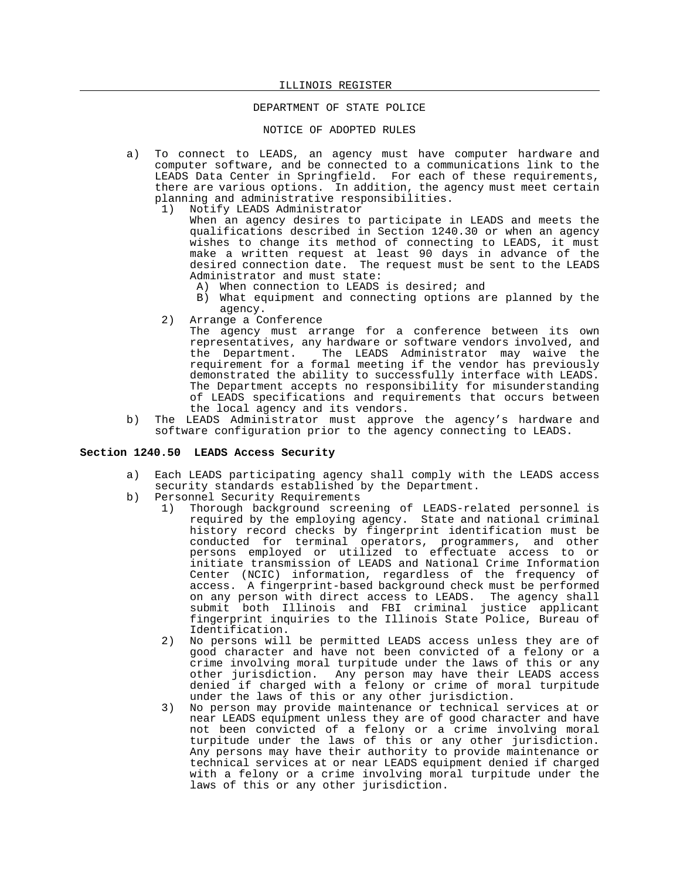a) To connect to LEADS, an agency must have computer hardware and computer software, and be connected to a communications link to the LEADS Data Center in Springfield. For each of these requirements, there are various options. In addition, the agency must meet certain planning and administrative responsibilities.

   1) Notify LEADS Administrator
      When an agency desires to participate in LEADS and meets the qualifications described in Section 1240.30 or when an agency wishes to change its method of connecting to LEADS, it must make a written request at least 90 days in advance of the desired connection date. The request must be sent to the LEADS Administrator and must state:

      A) When connection to LEADS is desired; and

      B) What equipment and connecting options are planned by the agency.

   2) Arrange a Conference
      The agency must arrange for a conference between its own representatives, any hardware or software vendors involved, and the Department. The LEADS Administrator may waive the requirement for a formal meeting if the vendor has previously demonstrated the ability to successfully interface with LEADS. The Department accepts no responsibility for misunderstanding of LEADS specifications and requirements that occurs between the local agency and its vendors.

b) The LEADS Administrator must approve the agency's hardware and software configuration prior to the agency connecting to LEADS.

**Section 1240.50 LEADS Access Security**

a) Each LEADS participating agency shall comply with the LEADS access security standards established by the Department.

b) Personnel Security Requirements

   1) Thorough background screening of LEADS-related personnel is required by the employing agency. State and national criminal history record checks by fingerprint identification must be conducted for terminal operators, programmers, and other persons employed or utilized to effectuate access to or initiate transmission of LEADS and National Crime Information Center (NCIC) information, regardless of the frequency of access. A fingerprint-based background check must be performed on any person with direct access to LEADS. The agency shall submit both Illinois and FBI criminal justice applicant fingerprint inquiries to the Illinois State Police, Bureau of Identification.

   2) No persons will be permitted LEADS access unless they are of good character and have not been convicted of a felony or a crime involving moral turpitude under the laws of this or any other jurisdiction. Any person may have their LEADS access denied if charged with a felony or crime of moral turpitude under the laws of this or any other jurisdiction.

   3) No person may provide maintenance or technical services at or near LEADS equipment unless they are of good character and have not been convicted of a felony or a crime involving moral turpitude under the laws of this or any other jurisdiction. Any persons may have their authority to provide maintenance or technical services at or near LEADS equipment denied if charged with a felony or a crime involving moral turpitude under the laws of this or any other jurisdiction.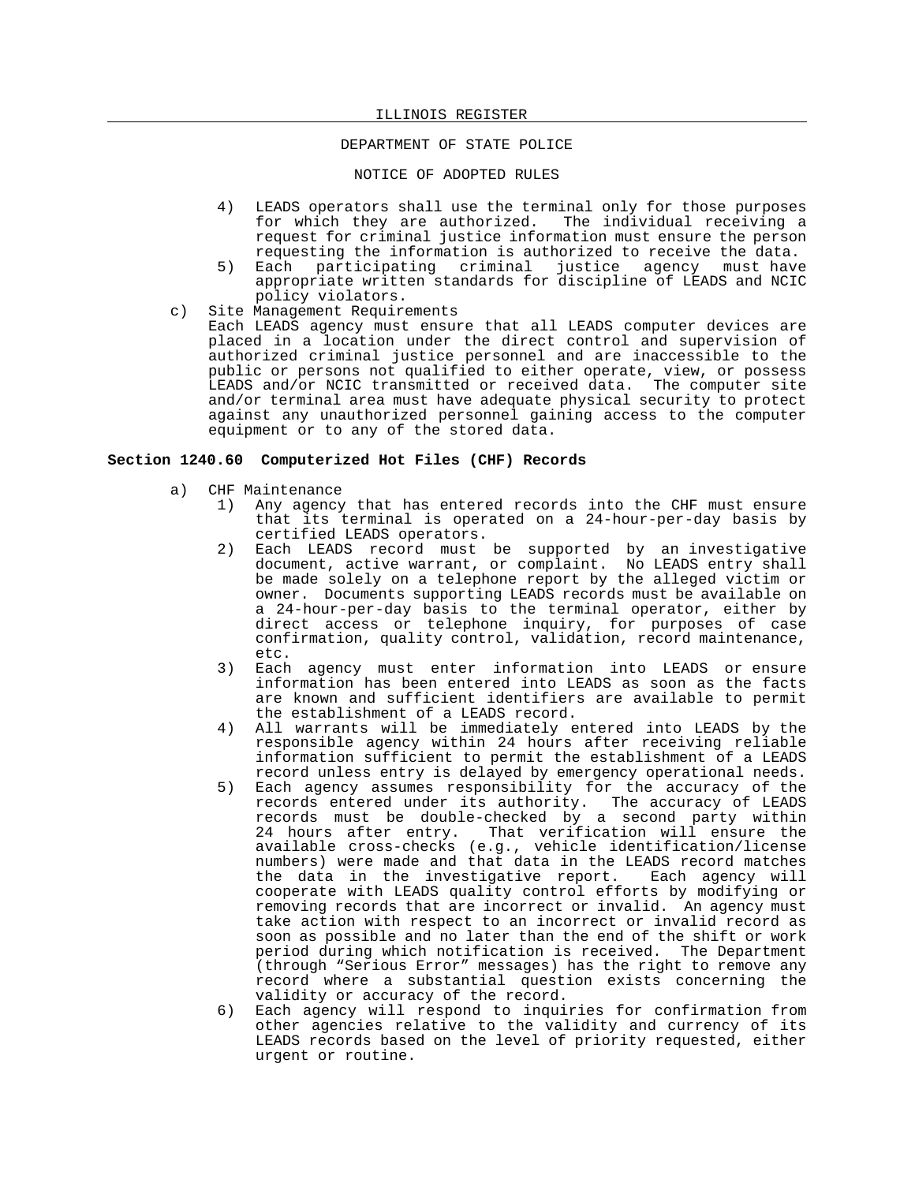4) LEADS operators shall use the terminal only for those purposes for which they are authorized. The individual receiving a request for criminal justice information must ensure the person requesting the information is authorized to receive the data.

5) Each participating criminal justice agency must have appropriate written standards for discipline of LEADS and NCIC policy violators.

c) Site Management Requirements

Each LEADS agency must ensure that all LEADS computer devices are placed in a location under the direct control and supervision of authorized criminal justice personnel and are inaccessible to the public or persons not qualified to either operate, view, or possess LEADS and/or NCIC transmitted or received data. The computer site and/or terminal area must have adequate physical security to protect against any unauthorized personnel gaining access to the computer equipment or to any of the stored data.

**Section 1240.60 Computerized Hot Files (CHF) Records**

a) CHF Maintenance

1) Any agency that has entered records into the CHF must ensure that its terminal is operated on a 24-hour-per-day basis by certified LEADS operators.

2) Each LEADS record must be supported by an investigative document, active warrant, or complaint. No LEADS entry shall be made solely on a telephone report by the alleged victim or owner. Documents supporting LEADS records must be available on a 24-hour-per-day basis to the terminal operator, either by direct access or telephone inquiry, for purposes of case confirmation, quality control, validation, record maintenance, etc.

3) Each agency must enter information into LEADS or ensure information has been entered into LEADS as soon as the facts are known and sufficient identifiers are available to permit the establishment of a LEADS record.

4) All warrants will be immediately entered into LEADS by the responsible agency within 24 hours after receiving reliable information sufficient to permit the establishment of a LEADS record unless entry is delayed by emergency operational needs.

5) Each agency assumes responsibility for the accuracy of the records entered under its authority. The accuracy of LEADS records must be double-checked by a second party within 24 hours after entry. That verification will ensure the available cross-checks (e.g., vehicle identification/license numbers) were made and that data in the LEADS record matches the data in the investigative report. Each agency will cooperate with LEADS quality control efforts by modifying or removing records that are incorrect or invalid. An agency must take action with respect to an incorrect or invalid record as soon as possible and no later than the end of the shift or work period during which notification is received. The Department (through "Serious Error" messages) has the right to remove any record where a substantial question exists concerning the validity or accuracy of the record.

6) Each agency will respond to inquiries for confirmation from other agencies relative to the validity and currency of its LEADS records based on the level of priority requested, either urgent or routine.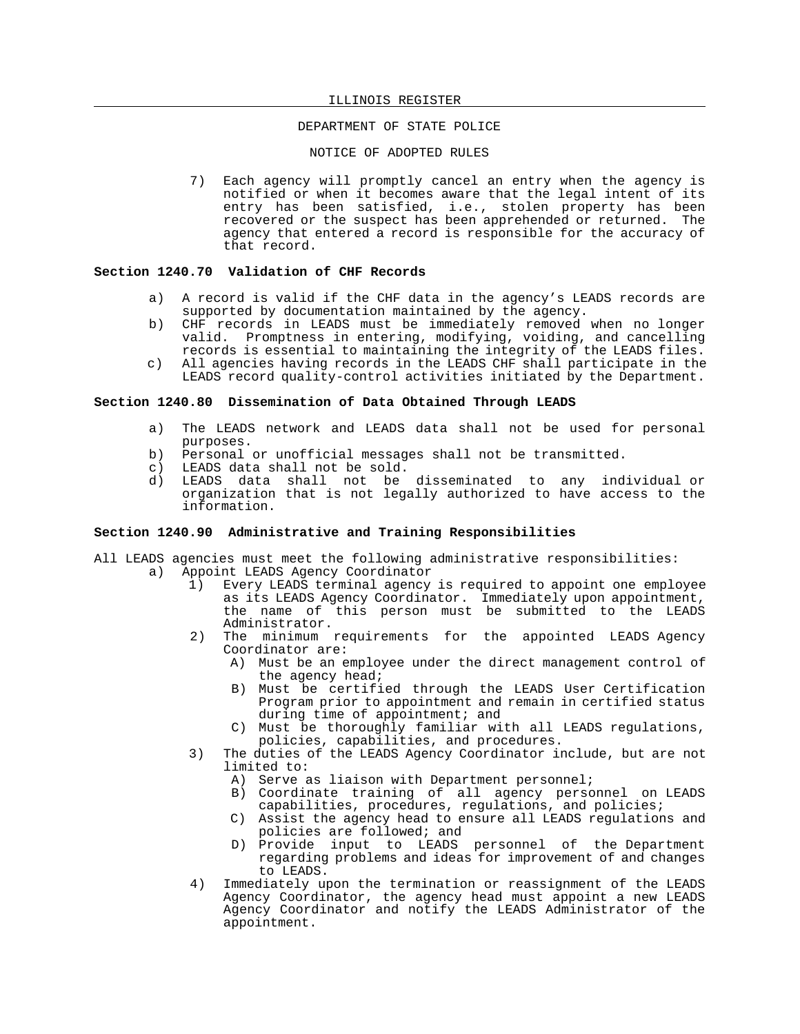7) Each agency will promptly cancel an entry when the agency is notified or when it becomes aware that the legal intent of its entry has been satisfied, i.e., stolen property has been recovered or the suspect has been apprehended or returned. The agency that entered a record is responsible for the accuracy of that record.

**Section 1240.70 Validation of CHF Records**

a) A record is valid if the CHF data in the agency's LEADS records are supported by documentation maintained by the agency.

b) CHF records in LEADS must be immediately removed when no longer valid. Promptness in entering, modifying, voiding, and cancelling records is essential to maintaining the integrity of the LEADS files.

c) All agencies having records in the LEADS CHF shall participate in the LEADS record quality-control activities initiated by the Department.

**Section 1240.80 Dissemination of Data Obtained Through LEADS**

a) The LEADS network and LEADS data shall not be used for personal purposes.

b) Personal or unofficial messages shall not be transmitted.

c) LEADS data shall not be sold.

d) LEADS data shall not be disseminated to any individual or organization that is not legally authorized to have access to the information.

**Section 1240.90 Administrative and Training Responsibilities**

All LEADS agencies must meet the following administrative responsibilities:

a) Appoint LEADS Agency Coordinator

1) Every LEADS terminal agency is required to appoint one employee as its LEADS Agency Coordinator. Immediately upon appointment, the name of this person must be submitted to the LEADS Administrator.

2) The minimum requirements for the appointed LEADS Agency Coordinator are:

A) Must be an employee under the direct management control of the agency head;

B) Must be certified through the LEADS User Certification Program prior to appointment and remain in certified status during time of appointment; and

C) Must be thoroughly familiar with all LEADS regulations, policies, capabilities, and procedures.

3) The duties of the LEADS Agency Coordinator include, but are not limited to:

A) Serve as liaison with Department personnel;

B) Coordinate training of all agency personnel on LEADS capabilities, procedures, regulations, and policies;

C) Assist the agency head to ensure all LEADS regulations and policies are followed; and

D) Provide input to LEADS personnel of the Department regarding problems and ideas for improvement of and changes to LEADS.

4) Immediately upon the termination or reassignment of the LEADS Agency Coordinator, the agency head must appoint a new LEADS Agency Coordinator and notify the LEADS Administrator of the appointment.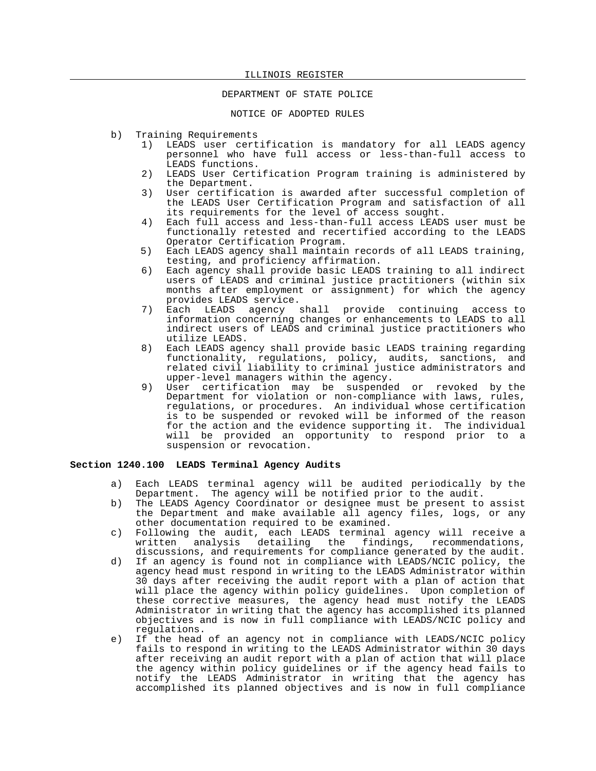b) Training Requirements

   1) LEADS user certification is mandatory for all LEADS agency personnel who have full access or less-than-full access to LEADS functions.

   2) LEADS User Certification Program training is administered by the Department.

   3) User certification is awarded after successful completion of the LEADS User Certification Program and satisfaction of all its requirements for the level of access sought.

   4) Each full access and less-than-full access LEADS user must be functionally retested and recertified according to the LEADS Operator Certification Program.

   5) Each LEADS agency shall maintain records of all LEADS training, testing, and proficiency affirmation.

   6) Each agency shall provide basic LEADS training to all indirect users of LEADS and criminal justice practitioners (within six months after employment or assignment) for which the agency provides LEADS service.

   7) Each LEADS agency shall provide continuing access to information concerning changes or enhancements to LEADS to all indirect users of LEADS and criminal justice practitioners who utilize LEADS.

   8) Each LEADS agency shall provide basic LEADS training regarding functionality, regulations, policy, audits, sanctions, and related civil liability to criminal justice administrators and upper-level managers within the agency.

   9) User certification may be suspended or revoked by the Department for violation or non-compliance with laws, rules, regulations, or procedures. An individual whose certification is to be suspended or revoked will be informed of the reason for the action and the evidence supporting it. The individual will be provided an opportunity to respond prior to a suspension or revocation.

**Section 1240.100 LEADS Terminal Agency Audits**

a) Each LEADS terminal agency will be audited periodically by the Department. The agency will be notified prior to the audit.

b) The LEADS Agency Coordinator or designee must be present to assist the Department and make available all agency files, logs, or any other documentation required to be examined.

c) Following the audit, each LEADS terminal agency will receive a written analysis detailing the findings, recommendations, discussions, and requirements for compliance generated by the audit.

d) If an agency is found not in compliance with LEADS/NCIC policy, the agency head must respond in writing to the LEADS Administrator within 30 days after receiving the audit report with a plan of action that will place the agency within policy guidelines. Upon completion of these corrective measures, the agency head must notify the LEADS Administrator in writing that the agency has accomplished its planned objectives and is now in full compliance with LEADS/NCIC policy and regulations.

e) If the head of an agency not in compliance with LEADS/NCIC policy fails to respond in writing to the LEADS Administrator within 30 days after receiving an audit report with a plan of action that will place the agency within policy guidelines or if the agency head fails to notify the LEADS Administrator in writing that the agency has accomplished its planned objectives and is now in full compliance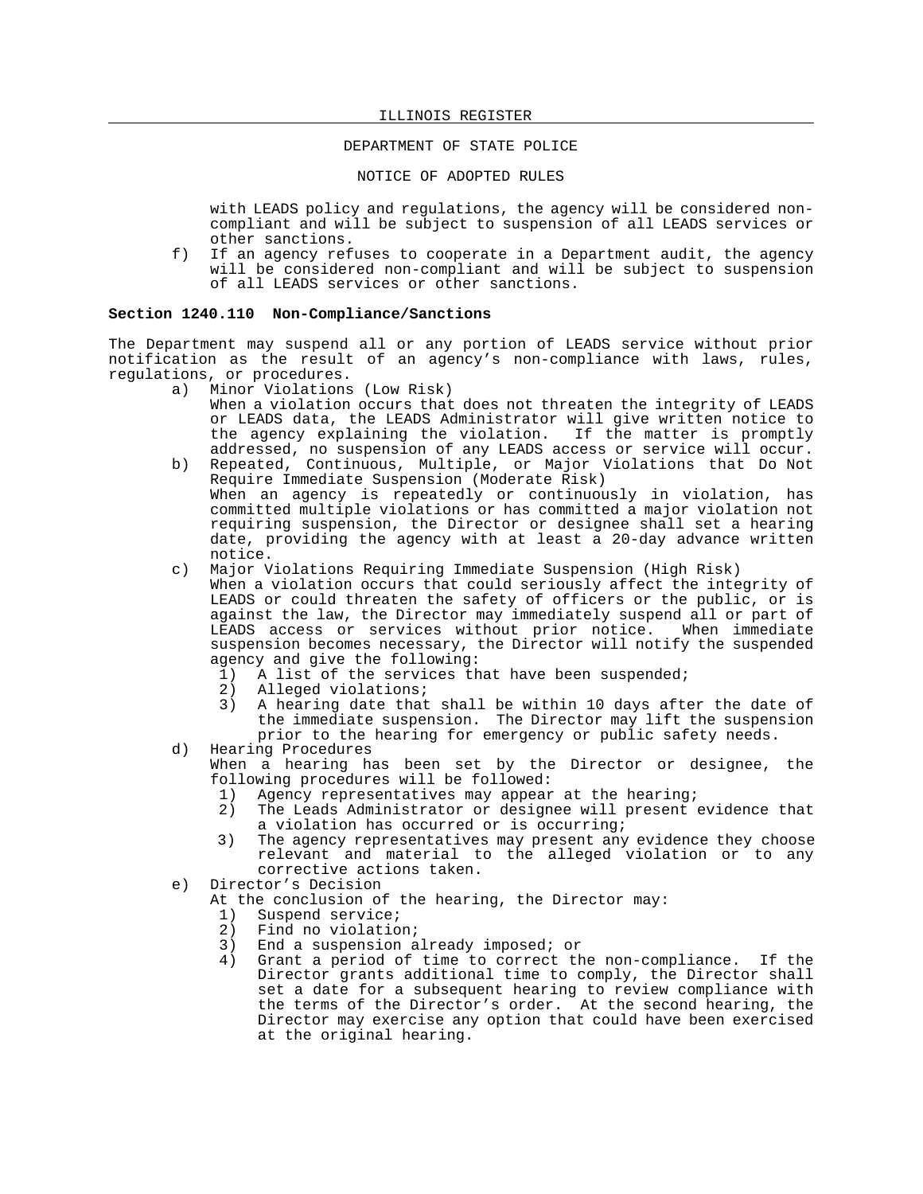with LEADS policy and regulations, the agency will be considered non-compliant and will be subject to suspension of all LEADS services or other sanctions.

f) If an agency refuses to cooperate in a Department audit, the agency will be considered non-compliant and will be subject to suspension of all LEADS services or other sanctions.

**Section 1240.110 Non-Compliance/Sanctions**

The Department may suspend all or any portion of LEADS service without prior notification as the result of an agency's non-compliance with laws, rules, regulations, or procedures.

a) Minor Violations (Low Risk)
When a violation occurs that does not threaten the integrity of LEADS or LEADS data, the LEADS Administrator will give written notice to the agency explaining the violation. If the matter is promptly addressed, no suspension of any LEADS access or service will occur.

b) Repeated, Continuous, Multiple, or Major Violations that Do Not Require Immediate Suspension (Moderate Risk)
When an agency is repeatedly or continuously in violation, has committed multiple violations or has committed a major violation not requiring suspension, the Director or designee shall set a hearing date, providing the agency with at least a 20-day advance written notice.

c) Major Violations Requiring Immediate Suspension (High Risk)
When a violation occurs that could seriously affect the integrity of LEADS or could threaten the safety of officers or the public, or is against the law, the Director may immediately suspend all or part of LEADS access or services without prior notice. When immediate suspension becomes necessary, the Director will notify the suspended agency and give the following:
   1) A list of the services that have been suspended;
   2) Alleged violations;
   3) A hearing date that shall be within 10 days after the date of the immediate suspension. The Director may lift the suspension prior to the hearing for emergency or public safety needs.

d) Hearing Procedures
When a hearing has been set by the Director or designee, the following procedures will be followed:
   1) Agency representatives may appear at the hearing;
   2) The Leads Administrator or designee will present evidence that a violation has occurred or is occurring;
   3) The agency representatives may present any evidence they choose relevant and material to the alleged violation or to any corrective actions taken.

e) Director's Decision
At the conclusion of the hearing, the Director may:
   1) Suspend service;
   2) Find no violation;
   3) End a suspension already imposed; or
   4) Grant a period of time to correct the non-compliance. If the Director grants additional time to comply, the Director shall set a date for a subsequent hearing to review compliance with the terms of the Director's order. At the second hearing, the Director may exercise any option that could have been exercised at the original hearing.